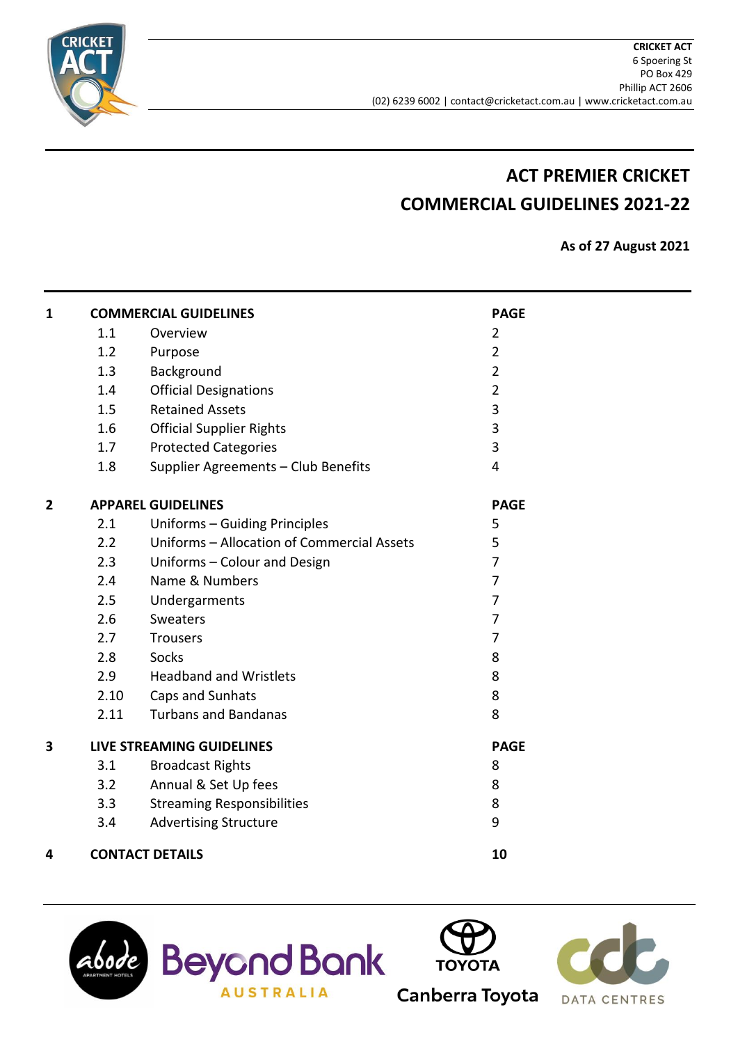**CRICKET ACT**
6 Spoering St
PO Box 429
Phillip ACT 2606
(02) 6239 6002 | contact@cricketact.com.au | www.cricketact.com.au

# ACT PREMIER CRICKET
# COMMERCIAL GUIDELINES 2021-22

**As of 27 August 2021**

| | | | PAGE |
|---|---|---|---|
| **1** | **COMMERCIAL GUIDELINES** | | **PAGE** |
| | 1.1 | Overview | 2 |
| | 1.2 | Purpose | 2 |
| | 1.3 | Background | 2 |
| | 1.4 | Official Designations | 2 |
| | 1.5 | Retained Assets | 3 |
| | 1.6 | Official Supplier Rights | 3 |
| | 1.7 | Protected Categories | 3 |
| | 1.8 | Supplier Agreements – Club Benefits | 4 |
| **2** | **APPAREL GUIDELINES** | | **PAGE** |
| | 2.1 | Uniforms – Guiding Principles | 5 |
| | 2.2 | Uniforms – Allocation of Commercial Assets | 5 |
| | 2.3 | Uniforms – Colour and Design | 7 |
| | 2.4 | Name & Numbers | 7 |
| | 2.5 | Undergarments | 7 |
| | 2.6 | Sweaters | 7 |
| | 2.7 | Trousers | 7 |
| | 2.8 | Socks | 8 |
| | 2.9 | Headband and Wristlets | 8 |
| | 2.10 | Caps and Sunhats | 8 |
| | 2.11 | Turbans and Bandanas | 8 |
| **3** | **LIVE STREAMING GUIDELINES** | | **PAGE** |
| | 3.1 | Broadcast Rights | 8 |
| | 3.2 | Annual & Set Up fees | 8 |
| | 3.3 | Streaming Responsibilities | 8 |
| | 3.4 | Advertising Structure | 9 |
| **4** | **CONTACT DETAILS** | | **10** |

abode APARTMENT HOTELS | Beyond Bank AUSTRALIA | TOYOTA Canberra Toyota | cdc DATA CENTRES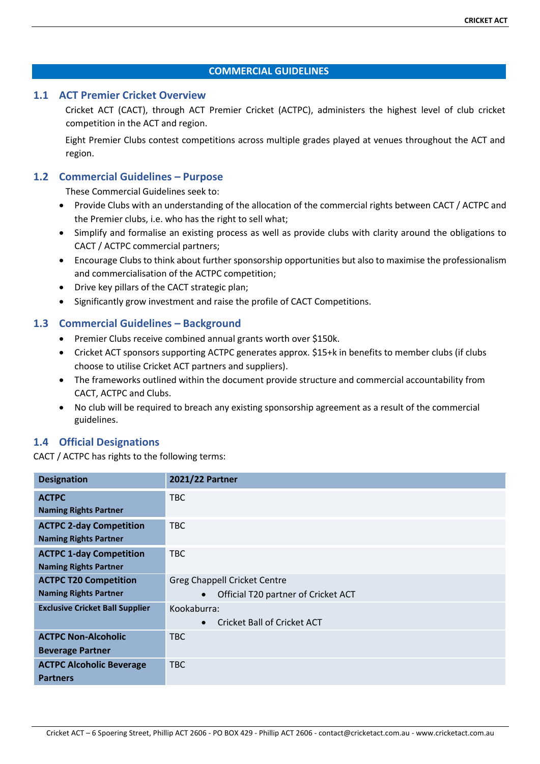# COMMERCIAL GUIDELINES

## 1.1 ACT Premier Cricket Overview

Cricket ACT (CACT), through ACT Premier Cricket (ACTPC), administers the highest level of club cricket competition in the ACT and region.

Eight Premier Clubs contest competitions across multiple grades played at venues throughout the ACT and region.

## 1.2 Commercial Guidelines – Purpose

These Commercial Guidelines seek to:

- Provide Clubs with an understanding of the allocation of the commercial rights between CACT / ACTPC and the Premier clubs, i.e. who has the right to sell what;
- Simplify and formalise an existing process as well as provide clubs with clarity around the obligations to CACT / ACTPC commercial partners;
- Encourage Clubs to think about further sponsorship opportunities but also to maximise the professionalism and commercialisation of the ACTPC competition;
- Drive key pillars of the CACT strategic plan;
- Significantly grow investment and raise the profile of CACT Competitions.

## 1.3 Commercial Guidelines – Background

- Premier Clubs receive combined annual grants worth over $150k.
- Cricket ACT sponsors supporting ACTPC generates approx. $15+k in benefits to member clubs (if clubs choose to utilise Cricket ACT partners and suppliers).
- The frameworks outlined within the document provide structure and commercial accountability from CACT, ACTPC and Clubs.
- No club will be required to breach any existing sponsorship agreement as a result of the commercial guidelines.

## 1.4 Official Designations

CACT / ACTPC has rights to the following terms:

| Designation | 2021/22 Partner |
|---|---|
| **ACTPC** **Naming Rights Partner** | TBC |
| **ACTPC 2-day Competition** **Naming Rights Partner** | TBC |
| **ACTPC 1-day Competition** **Naming Rights Partner** | TBC |
| **ACTPC T20 Competition** **Naming Rights Partner** | Greg Chappell Cricket Centre<br>• Official T20 partner of Cricket ACT |
| **Exclusive Cricket Ball Supplier** | Kookaburra:<br>• Cricket Ball of Cricket ACT |
| **ACTPC Non-Alcoholic Beverage Partner** | TBC |
| **ACTPC Alcoholic Beverage Partners** | TBC |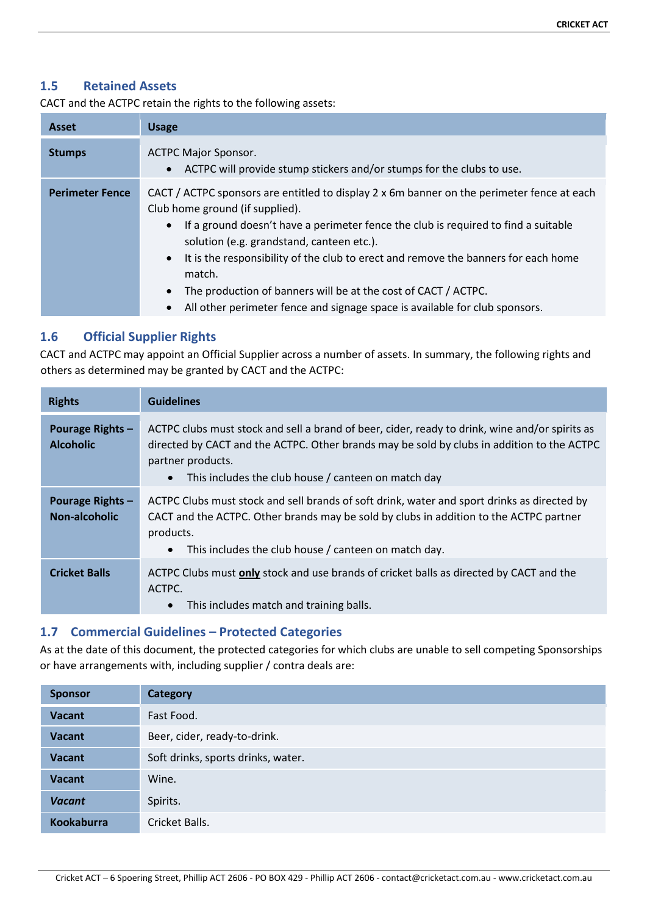## 1.5 Retained Assets

CACT and the ACTPC retain the rights to the following assets:

| Asset | Usage |
|---|---|
| **Stumps** | ACTPC Major Sponsor.<br>• ACTPC will provide stump stickers and/or stumps for the clubs to use. |
| **Perimeter Fence** | CACT / ACTPC sponsors are entitled to display 2 x 6m banner on the perimeter fence at each Club home ground (if supplied).<br>• If a ground doesn't have a perimeter fence the club is required to find a suitable solution (e.g. grandstand, canteen etc.).<br>• It is the responsibility of the club to erect and remove the banners for each home match.<br>• The production of banners will be at the cost of CACT / ACTPC.<br>• All other perimeter fence and signage space is available for club sponsors. |

## 1.6 Official Supplier Rights

CACT and ACTPC may appoint an Official Supplier across a number of assets. In summary, the following rights and others as determined may be granted by CACT and the ACTPC:

| Rights | Guidelines |
|---|---|
| **Pourage Rights – Alcoholic** | ACTPC clubs must stock and sell a brand of beer, cider, ready to drink, wine and/or spirits as directed by CACT and the ACTPC. Other brands may be sold by clubs in addition to the ACTPC partner products.<br>• This includes the club house / canteen on match day |
| **Pourage Rights – Non-alcoholic** | ACTPC Clubs must stock and sell brands of soft drink, water and sport drinks as directed by CACT and the ACTPC. Other brands may be sold by clubs in addition to the ACTPC partner products.<br>• This includes the club house / canteen on match day. |
| **Cricket Balls** | ACTPC Clubs must **only** stock and use brands of cricket balls as directed by CACT and the ACTPC.<br>• This includes match and training balls. |

## 1.7 Commercial Guidelines – Protected Categories

As at the date of this document, the protected categories for which clubs are unable to sell competing Sponsorships or have arrangements with, including supplier / contra deals are:

| Sponsor | Category |
|---|---|
| **Vacant** | Fast Food. |
| **Vacant** | Beer, cider, ready-to-drink. |
| **Vacant** | Soft drinks, sports drinks, water. |
| **Vacant** | Wine. |
| ***Vacant*** | Spirits. |
| **Kookaburra** | Cricket Balls. |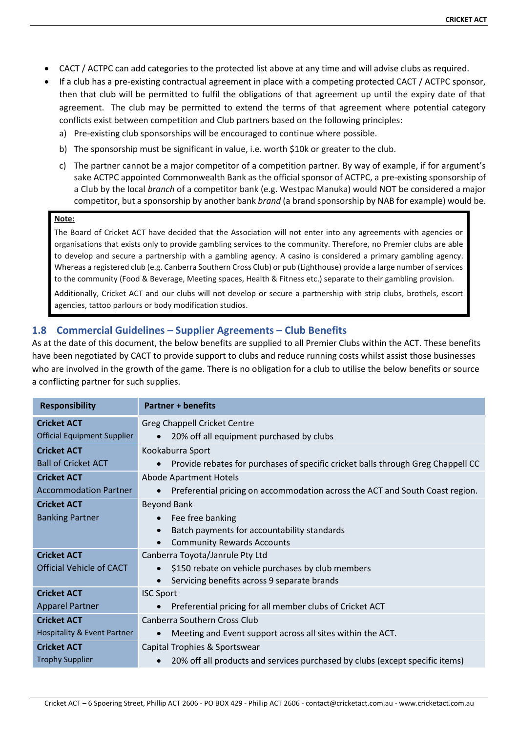- CACT / ACTPC can add categories to the protected list above at any time and will advise clubs as required.
- If a club has a pre-existing contractual agreement in place with a competing protected CACT / ACTPC sponsor, then that club will be permitted to fulfil the obligations of that agreement up until the expiry date of that agreement. The club may be permitted to extend the terms of that agreement where potential category conflicts exist between competition and Club partners based on the following principles:
  a) Pre-existing club sponsorships will be encouraged to continue where possible.
  b) The sponsorship must be significant in value, i.e. worth $10k or greater to the club.
  c) The partner cannot be a major competitor of a competition partner. By way of example, if for argument's sake ACTPC appointed Commonwealth Bank as the official sponsor of ACTPC, a pre-existing sponsorship of a Club by the local *branch* of a competitor bank (e.g. Westpac Manuka) would NOT be considered a major competitor, but a sponsorship by another bank *brand* (a brand sponsorship by NAB for example) would be.

> **Note:**
>
> The Board of Cricket ACT have decided that the Association will not enter into any agreements with agencies or organisations that exists only to provide gambling services to the community. Therefore, no Premier clubs are able to develop and secure a partnership with a gambling agency. A casino is considered a primary gambling agency. Whereas a registered club (e.g. Canberra Southern Cross Club) or pub (Lighthouse) provide a large number of services to the community (Food & Beverage, Meeting spaces, Health & Fitness etc.) separate to their gambling provision.
>
> Additionally, Cricket ACT and our clubs will not develop or secure a partnership with strip clubs, brothels, escort agencies, tattoo parlours or body modification studios.

## 1.8 Commercial Guidelines – Supplier Agreements – Club Benefits

As at the date of this document, the below benefits are supplied to all Premier Clubs within the ACT. These benefits have been negotiated by CACT to provide support to clubs and reduce running costs whilst assist those businesses who are involved in the growth of the game. There is no obligation for a club to utilise the below benefits or source a conflicting partner for such supplies.

| Responsibility | Partner + benefits |
|---|---|
| **Cricket ACT**<br>Official Equipment Supplier | Greg Chappell Cricket Centre<br>• 20% off all equipment purchased by clubs |
| **Cricket ACT**<br>Ball of Cricket ACT | Kookaburra Sport<br>• Provide rebates for purchases of specific cricket balls through Greg Chappell CC |
| **Cricket ACT**<br>Accommodation Partner | Abode Apartment Hotels<br>• Preferential pricing on accommodation across the ACT and South Coast region. |
| **Cricket ACT**<br>Banking Partner | Beyond Bank<br>• Fee free banking<br>• Batch payments for accountability standards<br>• Community Rewards Accounts |
| **Cricket ACT**<br>Official Vehicle of CACT | Canberra Toyota/Janrule Pty Ltd<br>• $150 rebate on vehicle purchases by club members<br>• Servicing benefits across 9 separate brands |
| **Cricket ACT**<br>Apparel Partner | ISC Sport<br>• Preferential pricing for all member clubs of Cricket ACT |
| **Cricket ACT**<br>Hospitality & Event Partner | Canberra Southern Cross Club<br>• Meeting and Event support across all sites within the ACT. |
| **Cricket ACT**<br>Trophy Supplier | Capital Trophies & Sportswear<br>• 20% off all products and services purchased by clubs (except specific items) |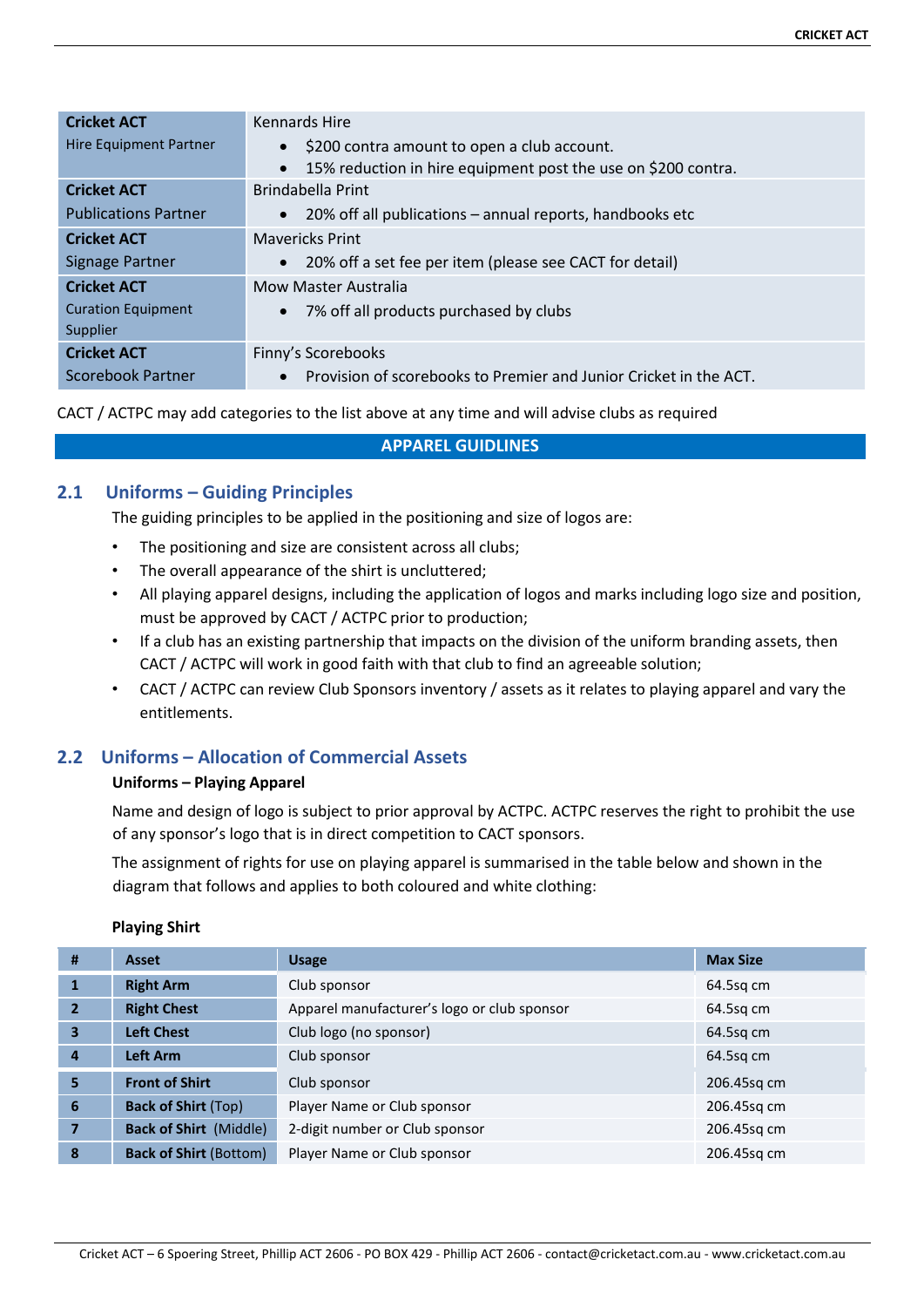| Cricket ACT | Kennards Hire |
|---|---|
| **Cricket ACT** Hire Equipment Partner | Kennards Hire<br>• $200 contra amount to open a club account.<br>• 15% reduction in hire equipment post the use on $200 contra. |
| **Cricket ACT** Publications Partner | Brindabella Print<br>• 20% off all publications – annual reports, handbooks etc |
| **Cricket ACT** Signage Partner | Mavericks Print<br>• 20% off a set fee per item (please see CACT for detail) |
| **Cricket ACT** Curation Equipment Supplier | Mow Master Australia<br>• 7% off all products purchased by clubs |
| **Cricket ACT** Scorebook Partner | Finny's Scorebooks<br>• Provision of scorebooks to Premier and Junior Cricket in the ACT. |

CACT / ACTPC may add categories to the list above at any time and will advise clubs as required

## APPAREL GUIDELINES

### 2.1 Uniforms – Guiding Principles

The guiding principles to be applied in the positioning and size of logos are:

- The positioning and size are consistent across all clubs;
- The overall appearance of the shirt is uncluttered;
- All playing apparel designs, including the application of logos and marks including logo size and position, must be approved by CACT / ACTPC prior to production;
- If a club has an existing partnership that impacts on the division of the uniform branding assets, then CACT / ACTPC will work in good faith with that club to find an agreeable solution;
- CACT / ACTPC can review Club Sponsors inventory / assets as it relates to playing apparel and vary the entitlements.

### 2.2 Uniforms – Allocation of Commercial Assets

**Uniforms – Playing Apparel**

Name and design of logo is subject to prior approval by ACTPC. ACTPC reserves the right to prohibit the use of any sponsor's logo that is in direct competition to CACT sponsors.

The assignment of rights for use on playing apparel is summarised in the table below and shown in the diagram that follows and applies to both coloured and white clothing:

**Playing Shirt**

| # | Asset | Usage | Max Size |
|---|---|---|---|
| 1 | **Right Arm** | Club sponsor | 64.5sq cm |
| 2 | **Right Chest** | Apparel manufacturer's logo or club sponsor | 64.5sq cm |
| 3 | **Left Chest** | Club logo (no sponsor) | 64.5sq cm |
| 4 | **Left Arm** | Club sponsor | 64.5sq cm |
| 5 | **Front of Shirt** | Club sponsor | 206.45sq cm |
| 6 | **Back of Shirt** (Top) | Player Name or Club sponsor | 206.45sq cm |
| 7 | **Back of Shirt** (Middle) | 2-digit number or Club sponsor | 206.45sq cm |
| 8 | **Back of Shirt** (Bottom) | Player Name or Club sponsor | 206.45sq cm |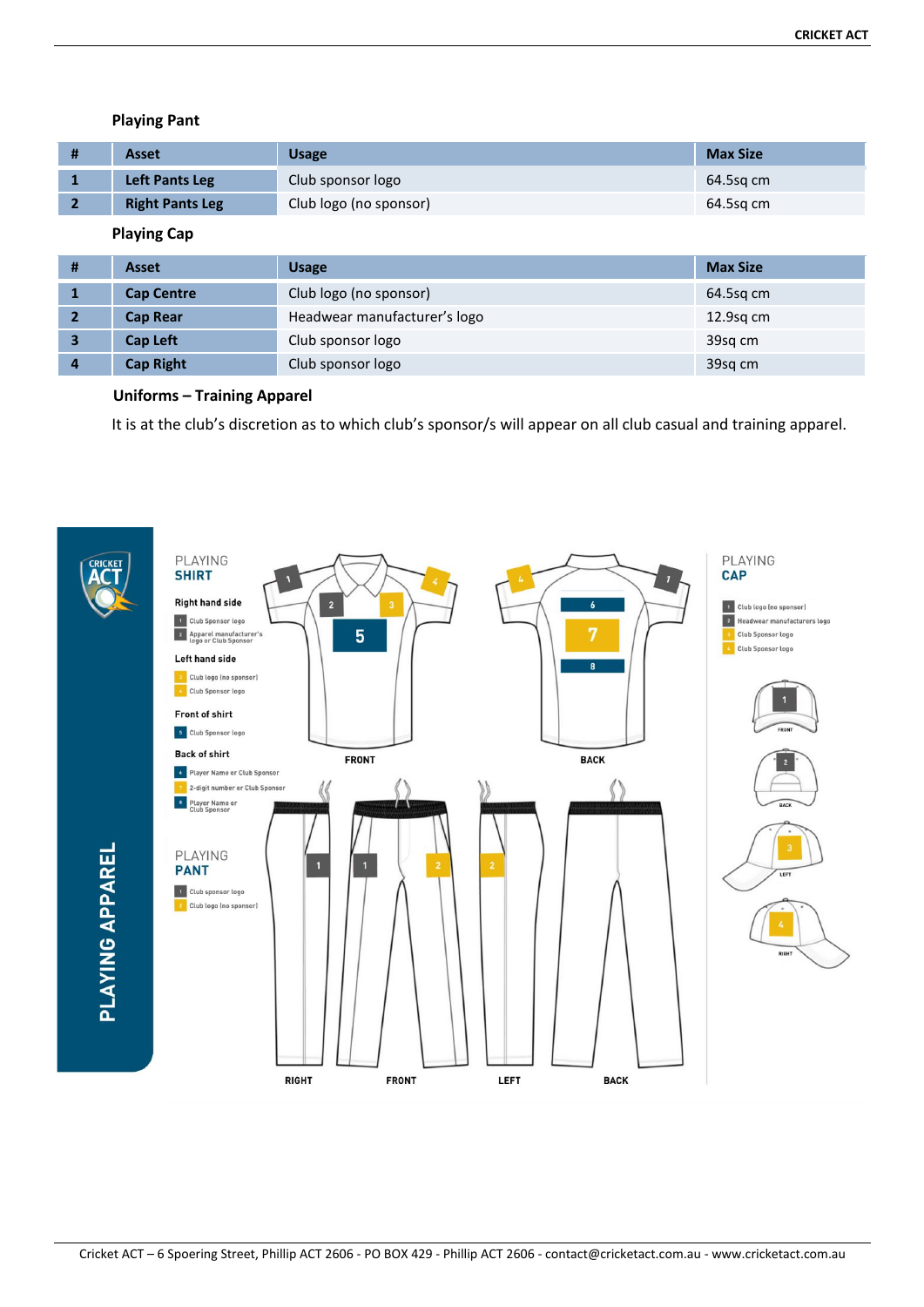### Playing Pant

| # | Asset | Usage | Max Size |
|---|---|---|---|
| 1 | **Left Pants Leg** | Club sponsor logo | 64.5sq cm |
| 2 | **Right Pants Leg** | Club logo (no sponsor) | 64.5sq cm |

### Playing Cap

| # | Asset | Usage | Max Size |
|---|---|---|---|
| 1 | **Cap Centre** | Club logo (no sponsor) | 64.5sq cm |
| 2 | **Cap Rear** | Headwear manufacturer's logo | 12.9sq cm |
| 3 | **Cap Left** | Club sponsor logo | 39sq cm |
| 4 | **Cap Right** | Club sponsor logo | 39sq cm |

### Uniforms – Training Apparel

It is at the club's discretion as to which club's sponsor/s will appear on all club casual and training apparel.

**PLAYING APPAREL**

**PLAYING SHIRT**

Right hand side
- 1 Club Sponsor logo
- 2 Apparel manufacturer's logo or Club Sponsor

Left hand side
- 3 Club logo (no sponsor)
- 4 Club Sponsor logo

Front of shirt
- 5 Club Sponsor logo

Back of shirt
- 6 Player Name or Club Sponsor
- 7 2-digit number or Club Sponsor
- 8 Player Name or Club Sponsor

FRONT BACK

**PLAYING PANT**
- 1 Club sponsor logo
- 2 Club logo (no sponsor)

RIGHT FRONT LEFT BACK

**PLAYING CAP**
- 1 Club logo (no sponsor)
- 2 Headwear manufacturers logo
- 3 Club Sponsor logo
- 4 Club Sponsor logo

FRONT BACK LEFT RIGHT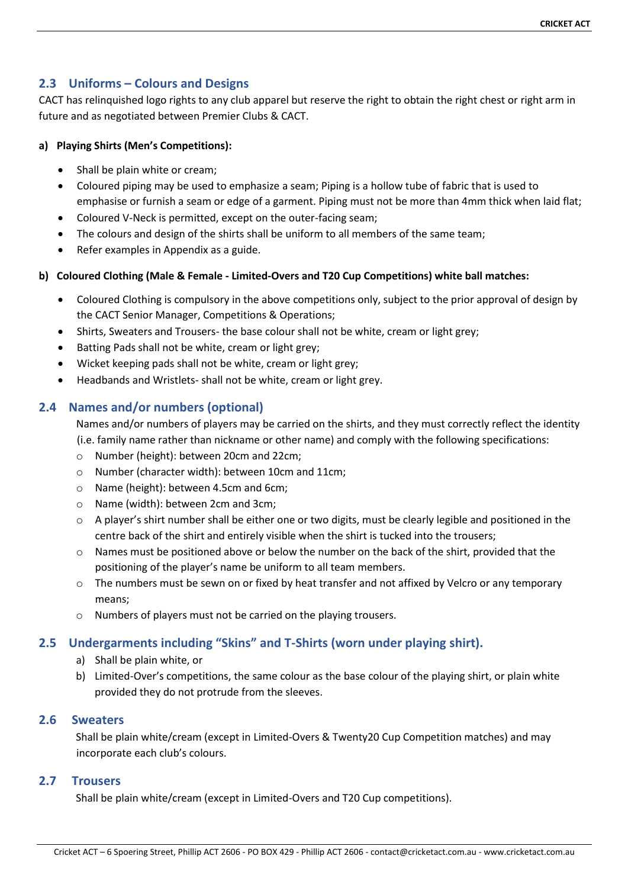## 2.3 Uniforms – Colours and Designs

CACT has relinquished logo rights to any club apparel but reserve the right to obtain the right chest or right arm in future and as negotiated between Premier Clubs & CACT.

**a) Playing Shirts (Men's Competitions):**

- Shall be plain white or cream;
- Coloured piping may be used to emphasize a seam; Piping is a hollow tube of fabric that is used to emphasise or furnish a seam or edge of a garment. Piping must not be more than 4mm thick when laid flat;
- Coloured V-Neck is permitted, except on the outer-facing seam;
- The colours and design of the shirts shall be uniform to all members of the same team;
- Refer examples in Appendix as a guide.

**b) Coloured Clothing (Male & Female - Limited-Overs and T20 Cup Competitions) white ball matches:**

- Coloured Clothing is compulsory in the above competitions only, subject to the prior approval of design by the CACT Senior Manager, Competitions & Operations;
- Shirts, Sweaters and Trousers- the base colour shall not be white, cream or light grey;
- Batting Pads shall not be white, cream or light grey;
- Wicket keeping pads shall not be white, cream or light grey;
- Headbands and Wristlets- shall not be white, cream or light grey.

## 2.4 Names and/or numbers (optional)

Names and/or numbers of players may be carried on the shirts, and they must correctly reflect the identity (i.e. family name rather than nickname or other name) and comply with the following specifications:

- Number (height): between 20cm and 22cm;
- Number (character width): between 10cm and 11cm;
- Name (height): between 4.5cm and 6cm;
- Name (width): between 2cm and 3cm;
- A player's shirt number shall be either one or two digits, must be clearly legible and positioned in the centre back of the shirt and entirely visible when the shirt is tucked into the trousers;
- Names must be positioned above or below the number on the back of the shirt, provided that the positioning of the player's name be uniform to all team members.
- The numbers must be sewn on or fixed by heat transfer and not affixed by Velcro or any temporary means;
- Numbers of players must not be carried on the playing trousers.

## 2.5 Undergarments including "Skins" and T-Shirts (worn under playing shirt).

a) Shall be plain white, or
b) Limited-Over's competitions, the same colour as the base colour of the playing shirt, or plain white provided they do not protrude from the sleeves.

## 2.6 Sweaters

Shall be plain white/cream (except in Limited-Overs & Twenty20 Cup Competition matches) and may incorporate each club's colours.

## 2.7 Trousers

Shall be plain white/cream (except in Limited-Overs and T20 Cup competitions).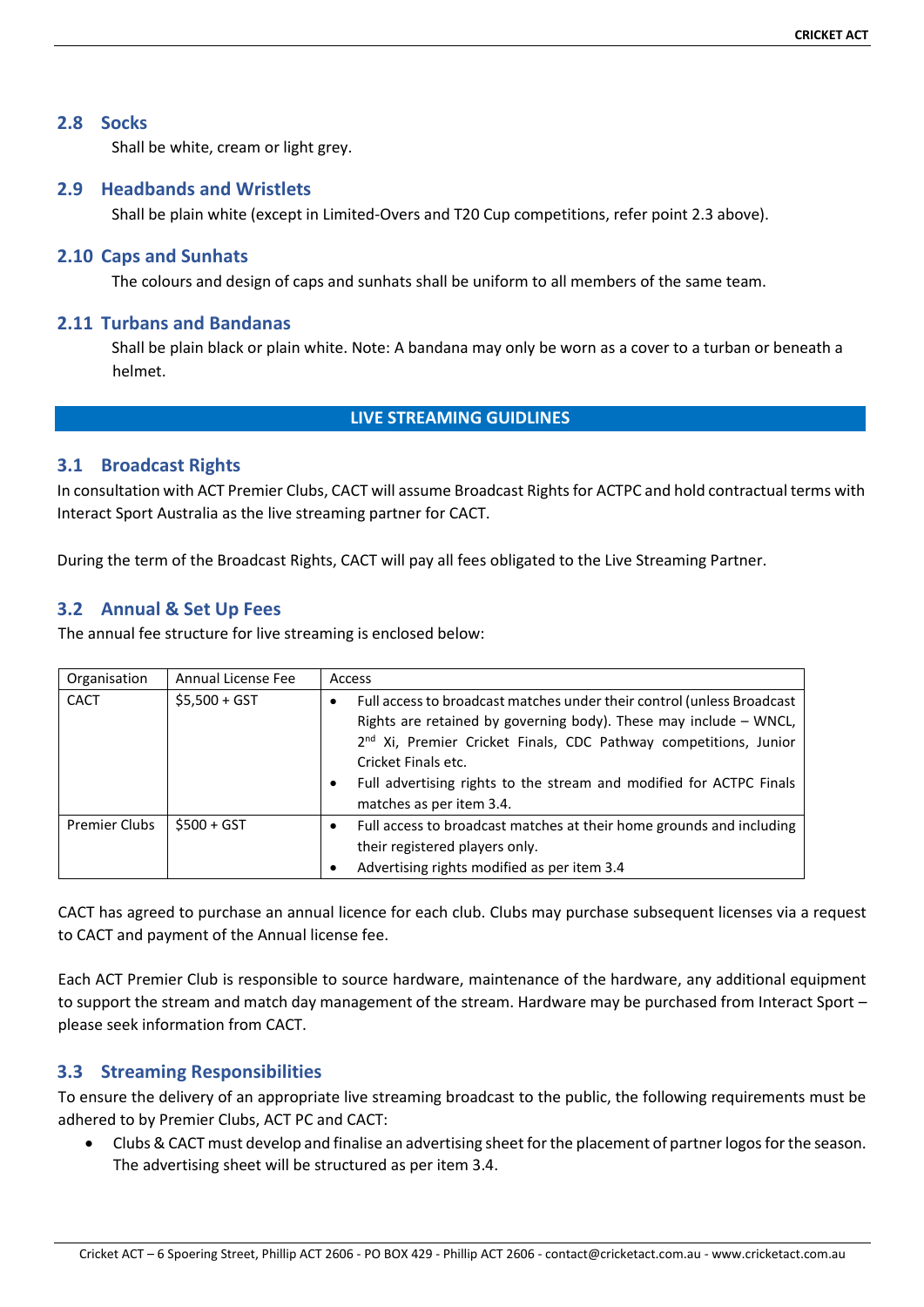### 2.8 Socks

Shall be white, cream or light grey.

### 2.9 Headbands and Wristlets

Shall be plain white (except in Limited-Overs and T20 Cup competitions, refer point 2.3 above).

### 2.10 Caps and Sunhats

The colours and design of caps and sunhats shall be uniform to all members of the same team.

### 2.11 Turbans and Bandanas

Shall be plain black or plain white. Note: A bandana may only be worn as a cover to a turban or beneath a helmet.

## LIVE STREAMING GUIDLINES

### 3.1 Broadcast Rights

In consultation with ACT Premier Clubs, CACT will assume Broadcast Rights for ACTPC and hold contractual terms with Interact Sport Australia as the live streaming partner for CACT.

During the term of the Broadcast Rights, CACT will pay all fees obligated to the Live Streaming Partner.

### 3.2 Annual & Set Up Fees

The annual fee structure for live streaming is enclosed below:

| Organisation | Annual License Fee | Access |
|---|---|---|
| CACT | $5,500 + GST | • Full access to broadcast matches under their control (unless Broadcast Rights are retained by governing body). These may include – WNCL, 2nd Xi, Premier Cricket Finals, CDC Pathway competitions, Junior Cricket Finals etc.<br>• Full advertising rights to the stream and modified for ACTPC Finals matches as per item 3.4. |
| Premier Clubs | $500 + GST | • Full access to broadcast matches at their home grounds and including their registered players only.<br>• Advertising rights modified as per item 3.4 |

CACT has agreed to purchase an annual licence for each club. Clubs may purchase subsequent licenses via a request to CACT and payment of the Annual license fee.

Each ACT Premier Club is responsible to source hardware, maintenance of the hardware, any additional equipment to support the stream and match day management of the stream. Hardware may be purchased from Interact Sport – please seek information from CACT.

### 3.3 Streaming Responsibilities

To ensure the delivery of an appropriate live streaming broadcast to the public, the following requirements must be adhered to by Premier Clubs, ACT PC and CACT:

- Clubs & CACT must develop and finalise an advertising sheet for the placement of partner logos for the season. The advertising sheet will be structured as per item 3.4.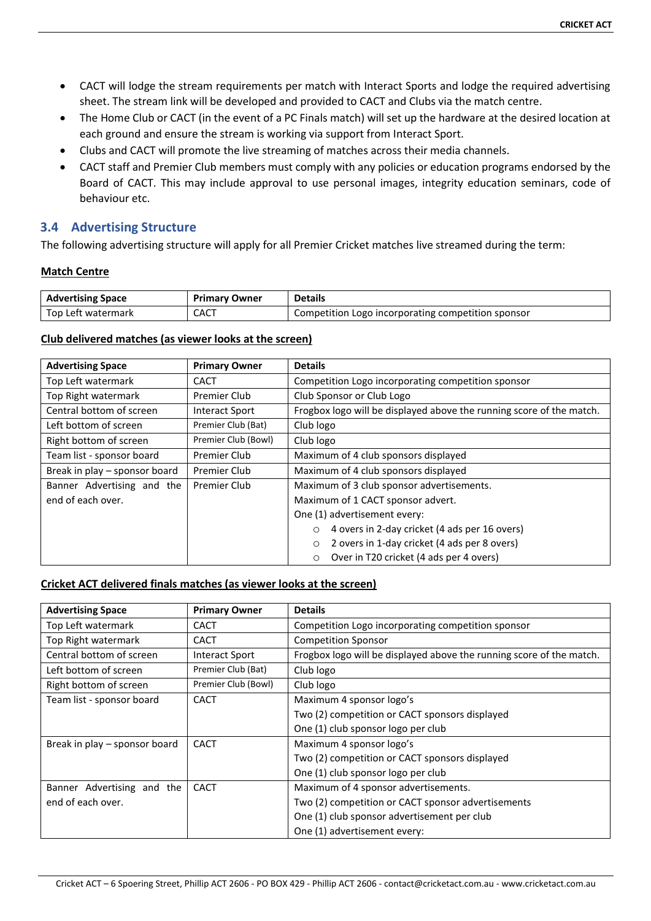- CACT will lodge the stream requirements per match with Interact Sports and lodge the required advertising sheet. The stream link will be developed and provided to CACT and Clubs via the match centre.
- The Home Club or CACT (in the event of a PC Finals match) will set up the hardware at the desired location at each ground and ensure the stream is working via support from Interact Sport.
- Clubs and CACT will promote the live streaming of matches across their media channels.
- CACT staff and Premier Club members must comply with any policies or education programs endorsed by the Board of CACT. This may include approval to use personal images, integrity education seminars, code of behaviour etc.

## 3.4 Advertising Structure

The following advertising structure will apply for all Premier Cricket matches live streamed during the term:

**Match Centre**

| Advertising Space | Primary Owner | Details |
|---|---|---|
| Top Left watermark | CACT | Competition Logo incorporating competition sponsor |

**Club delivered matches (as viewer looks at the screen)**

| Advertising Space | Primary Owner | Details |
|---|---|---|
| Top Left watermark | CACT | Competition Logo incorporating competition sponsor |
| Top Right watermark | Premier Club | Club Sponsor or Club Logo |
| Central bottom of screen | Interact Sport | Frogbox logo will be displayed above the running score of the match. |
| Left bottom of screen | Premier Club (Bat) | Club logo |
| Right bottom of screen | Premier Club (Bowl) | Club logo |
| Team list - sponsor board | Premier Club | Maximum of 4 club sponsors displayed |
| Break in play – sponsor board | Premier Club | Maximum of 4 club sponsors displayed |
| Banner Advertising and the end of each over. | Premier Club | Maximum of 3 club sponsor advertisements.<br>Maximum of 1 CACT sponsor advert.<br>One (1) advertisement every:<br>○ 4 overs in 2-day cricket (4 ads per 16 overs)<br>○ 2 overs in 1-day cricket (4 ads per 8 overs)<br>○ Over in T20 cricket (4 ads per 4 overs) |

**Cricket ACT delivered finals matches (as viewer looks at the screen)**

| Advertising Space | Primary Owner | Details |
|---|---|---|
| Top Left watermark | CACT | Competition Logo incorporating competition sponsor |
| Top Right watermark | CACT | Competition Sponsor |
| Central bottom of screen | Interact Sport | Frogbox logo will be displayed above the running score of the match. |
| Left bottom of screen | Premier Club (Bat) | Club logo |
| Right bottom of screen | Premier Club (Bowl) | Club logo |
| Team list - sponsor board | CACT | Maximum 4 sponsor logo's<br>Two (2) competition or CACT sponsors displayed<br>One (1) club sponsor logo per club |
| Break in play – sponsor board | CACT | Maximum 4 sponsor logo's<br>Two (2) competition or CACT sponsors displayed<br>One (1) club sponsor logo per club |
| Banner Advertising and the end of each over. | CACT | Maximum of 4 sponsor advertisements.<br>Two (2) competition or CACT sponsor advertisements<br>One (1) club sponsor advertisement per club<br>One (1) advertisement every: |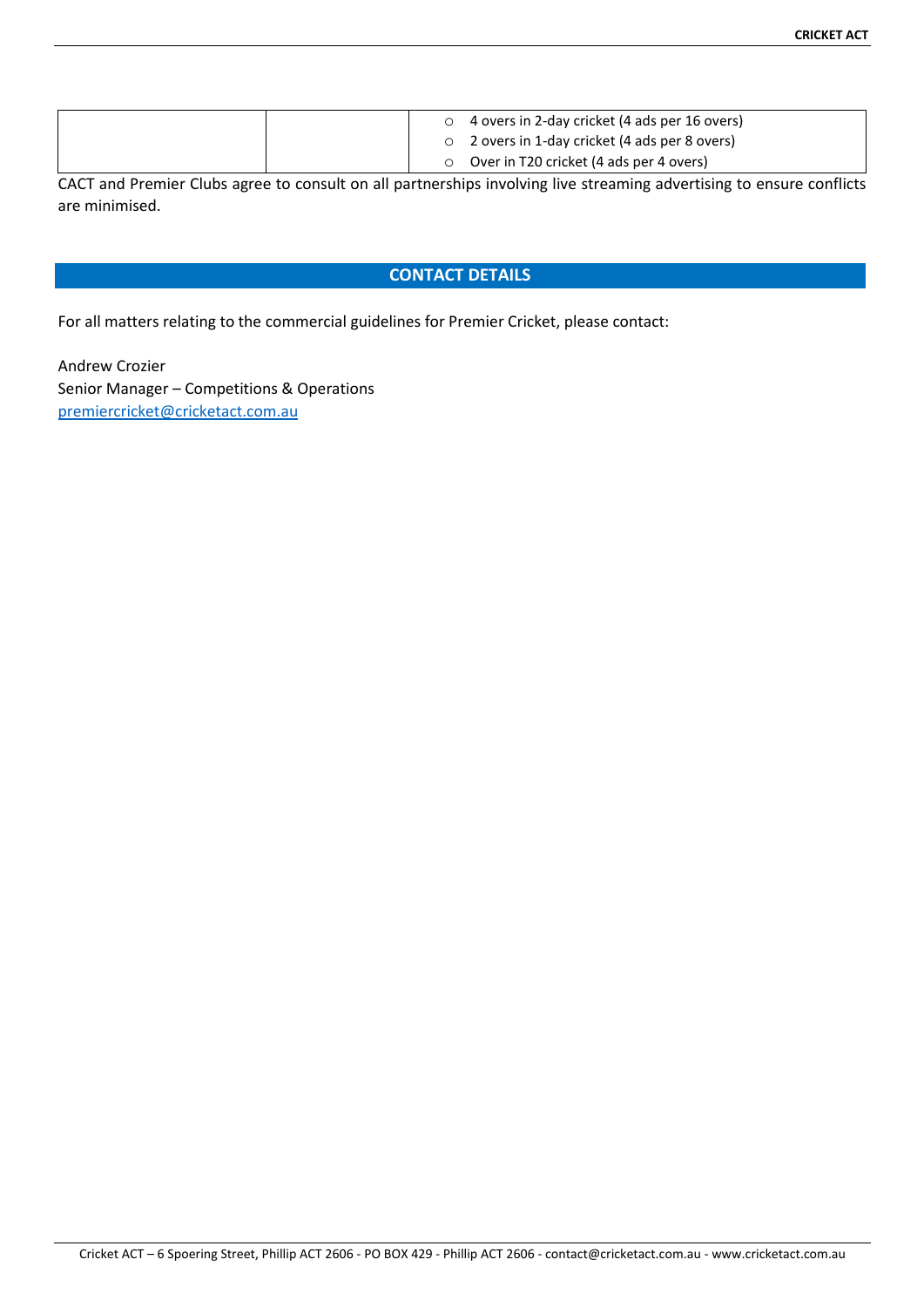| | | |
|---|---|---|
| | | ○ 4 overs in 2-day cricket (4 ads per 16 overs)<br>○ 2 overs in 1-day cricket (4 ads per 8 overs)<br>○ Over in T20 cricket (4 ads per 4 overs) |

CACT and Premier Clubs agree to consult on all partnerships involving live streaming advertising to ensure conflicts are minimised.

## CONTACT DETAILS

For all matters relating to the commercial guidelines for Premier Cricket, please contact:

Andrew Crozier
Senior Manager – Competitions & Operations
premiercricket@cricketact.com.au